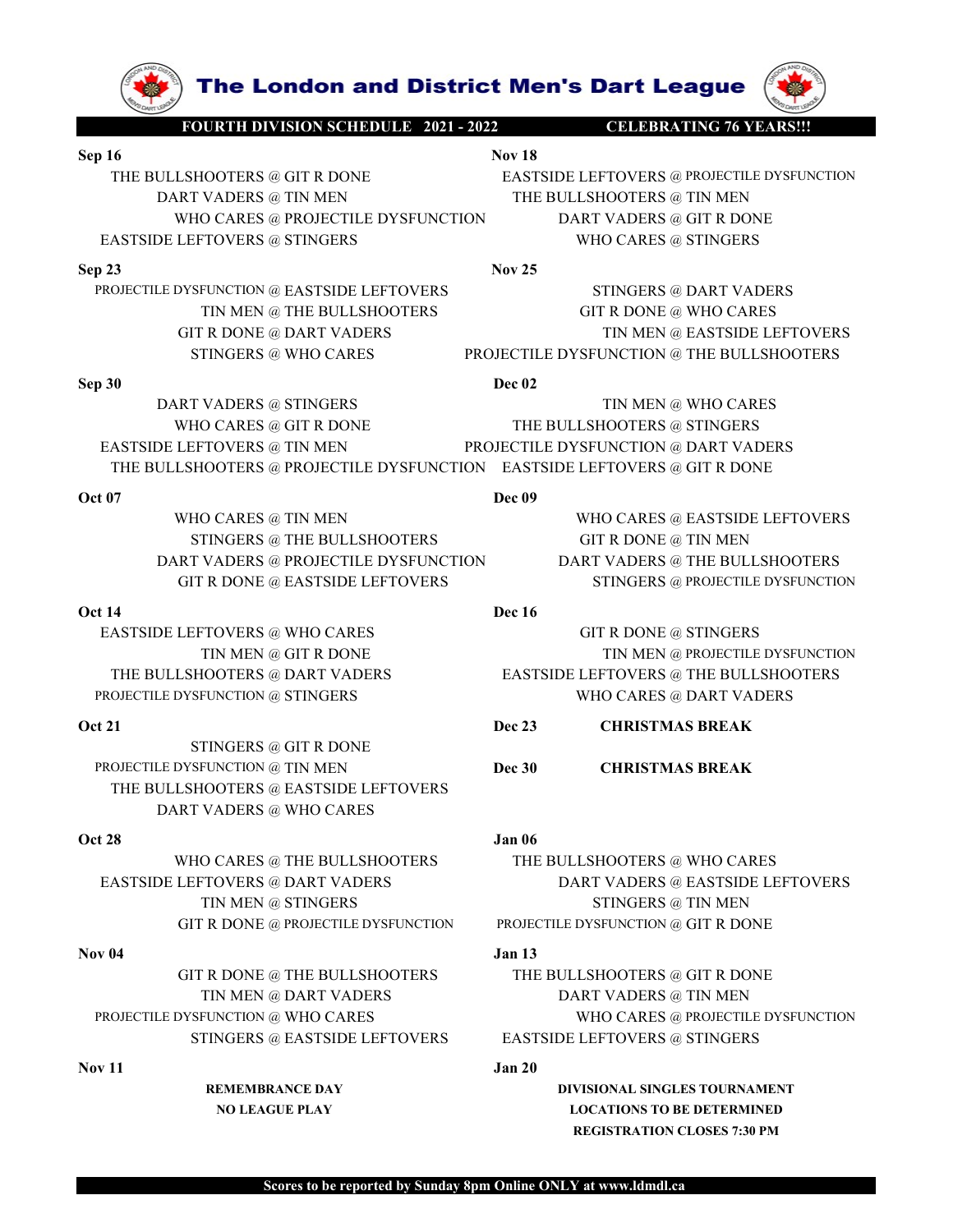# The London and District Men's Dart League

**FOURTH DIVISION SCHEDULE 2021 - 2022** **CELEBRATING 76 YEARS!!!**

**Sep 16**

THE BULLSHOOTERS @ GIT R DONE
DART VADERS @ TIN MEN
WHO CARES @ PROJECTILE DYSFUNCTION
EASTSIDE LEFTOVERS @ STINGERS

**Sep 23**

PROJECTILE DYSFUNCTION @ EASTSIDE LEFTOVERS
TIN MEN @ THE BULLSHOOTERS
GIT R DONE @ DART VADERS
STINGERS @ WHO CARES

**Sep 30**

DART VADERS @ STINGERS
WHO CARES @ GIT R DONE
EASTSIDE LEFTOVERS @ TIN MEN
THE BULLSHOOTERS @ PROJECTILE DYSFUNCTION

**Oct 07**

WHO CARES @ TIN MEN
STINGERS @ THE BULLSHOOTERS
DART VADERS @ PROJECTILE DYSFUNCTION
GIT R DONE @ EASTSIDE LEFTOVERS

**Oct 14**

EASTSIDE LEFTOVERS @ WHO CARES
TIN MEN @ GIT R DONE
THE BULLSHOOTERS @ DART VADERS
PROJECTILE DYSFUNCTION @ STINGERS

**Oct 21**

STINGERS @ GIT R DONE
PROJECTILE DYSFUNCTION @ TIN MEN
THE BULLSHOOTERS @ EASTSIDE LEFTOVERS
DART VADERS @ WHO CARES

**Oct 28**

WHO CARES @ THE BULLSHOOTERS
EASTSIDE LEFTOVERS @ DART VADERS
TIN MEN @ STINGERS
GIT R DONE @ PROJECTILE DYSFUNCTION

**Nov 04**

GIT R DONE @ THE BULLSHOOTERS
TIN MEN @ DART VADERS
PROJECTILE DYSFUNCTION @ WHO CARES
STINGERS @ EASTSIDE LEFTOVERS

**Nov 11**

**REMEMBRANCE DAY**
**NO LEAGUE PLAY**

**Nov 18**

EASTSIDE LEFTOVERS @ PROJECTILE DYSFUNCTION
THE BULLSHOOTERS @ TIN MEN
DART VADERS @ GIT R DONE
WHO CARES @ STINGERS

**Nov 25**

STINGERS @ DART VADERS
GIT R DONE @ WHO CARES
TIN MEN @ EASTSIDE LEFTOVERS
PROJECTILE DYSFUNCTION @ THE BULLSHOOTERS

**Dec 02**

TIN MEN @ WHO CARES
THE BULLSHOOTERS @ STINGERS
PROJECTILE DYSFUNCTION @ DART VADERS
EASTSIDE LEFTOVERS @ GIT R DONE

**Dec 09**

WHO CARES @ EASTSIDE LEFTOVERS
GIT R DONE @ TIN MEN
DART VADERS @ THE BULLSHOOTERS
STINGERS @ PROJECTILE DYSFUNCTION

**Dec 16**

GIT R DONE @ STINGERS
TIN MEN @ PROJECTILE DYSFUNCTION
EASTSIDE LEFTOVERS @ THE BULLSHOOTERS
WHO CARES @ DART VADERS

**Dec 23** **CHRISTMAS BREAK**

**Dec 30** **CHRISTMAS BREAK**

**Jan 06**

THE BULLSHOOTERS @ WHO CARES
DART VADERS @ EASTSIDE LEFTOVERS
STINGERS @ TIN MEN
PROJECTILE DYSFUNCTION @ GIT R DONE

**Jan 13**

THE BULLSHOOTERS @ GIT R DONE
DART VADERS @ TIN MEN
WHO CARES @ PROJECTILE DYSFUNCTION
EASTSIDE LEFTOVERS @ STINGERS

**Jan 20**

**DIVISIONAL SINGLES TOURNAMENT**
**LOCATIONS TO BE DETERMINED**
**REGISTRATION CLOSES 7:30 PM**

**Scores to be reported by Sunday 8pm Online ONLY at www.ldmdl.ca**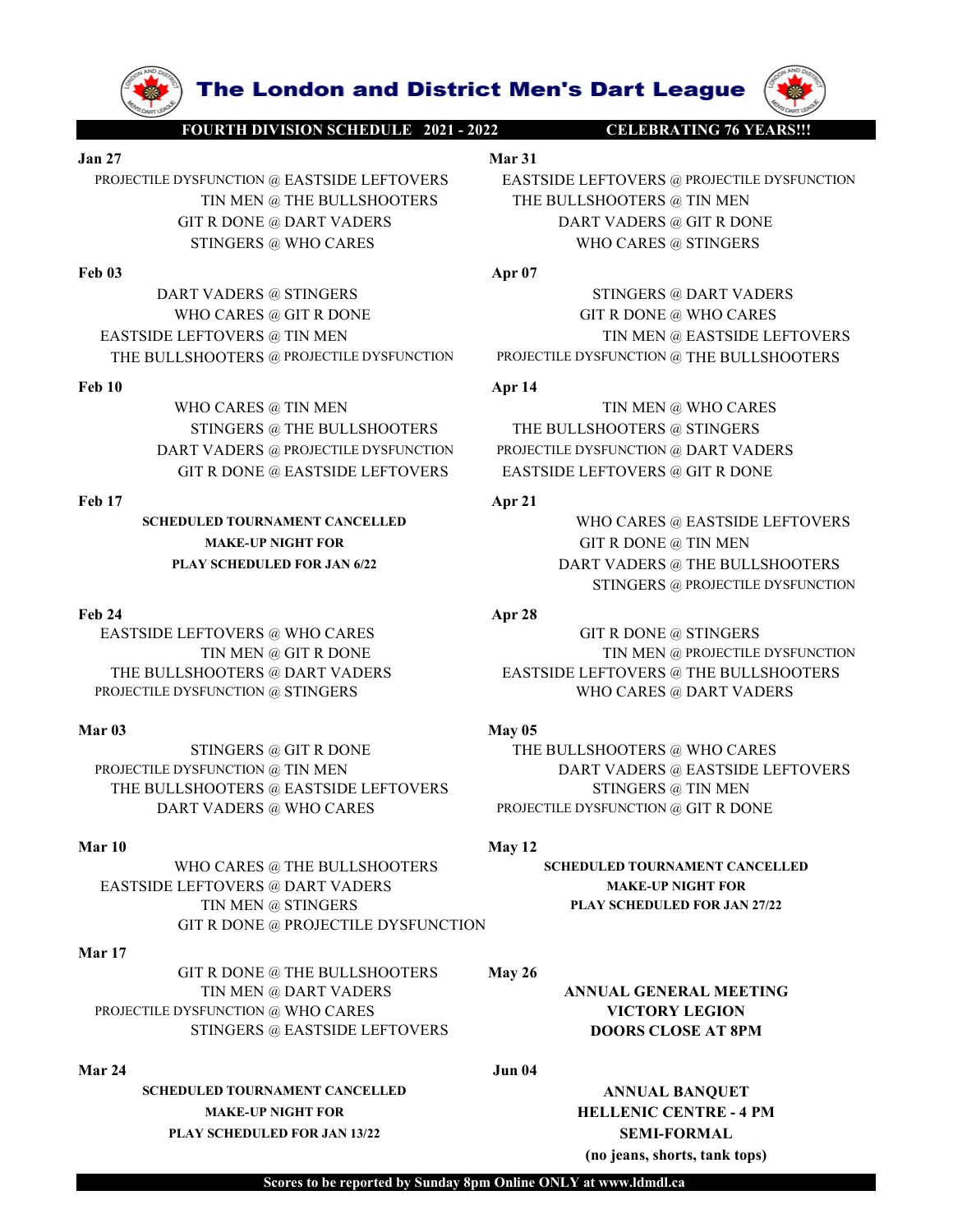# The London and District Men's Dart League

**FOURTH DIVISION SCHEDULE 2021 - 2022** **CELEBRATING 76 YEARS!!!**

**Jan 27**

PROJECTILE DYSFUNCTION @ EASTSIDE LEFTOVERS
TIN MEN @ THE BULLSHOOTERS
GIT R DONE @ DART VADERS
STINGERS @ WHO CARES

**Feb 03**

DART VADERS @ STINGERS
WHO CARES @ GIT R DONE
EASTSIDE LEFTOVERS @ TIN MEN
THE BULLSHOOTERS @ PROJECTILE DYSFUNCTION

**Feb 10**

WHO CARES @ TIN MEN
STINGERS @ THE BULLSHOOTERS
DART VADERS @ PROJECTILE DYSFUNCTION
GIT R DONE @ EASTSIDE LEFTOVERS

**Feb 17**

**SCHEDULED TOURNAMENT CANCELLED**
**MAKE-UP NIGHT FOR**
**PLAY SCHEDULED FOR JAN 6/22**

**Feb 24**

EASTSIDE LEFTOVERS @ WHO CARES
TIN MEN @ GIT R DONE
THE BULLSHOOTERS @ DART VADERS
PROJECTILE DYSFUNCTION @ STINGERS

**Mar 03**

STINGERS @ GIT R DONE
PROJECTILE DYSFUNCTION @ TIN MEN
THE BULLSHOOTERS @ EASTSIDE LEFTOVERS
DART VADERS @ WHO CARES

**Mar 10**

WHO CARES @ THE BULLSHOOTERS
EASTSIDE LEFTOVERS @ DART VADERS
TIN MEN @ STINGERS
GIT R DONE @ PROJECTILE DYSFUNCTION

**Mar 17**

GIT R DONE @ THE BULLSHOOTERS
TIN MEN @ DART VADERS
PROJECTILE DYSFUNCTION @ WHO CARES
STINGERS @ EASTSIDE LEFTOVERS

**Mar 24**

**SCHEDULED TOURNAMENT CANCELLED**
**MAKE-UP NIGHT FOR**
**PLAY SCHEDULED FOR JAN 13/22**

**Mar 31**

EASTSIDE LEFTOVERS @ PROJECTILE DYSFUNCTION
THE BULLSHOOTERS @ TIN MEN
DART VADERS @ GIT R DONE
WHO CARES @ STINGERS

**Apr 07**

STINGERS @ DART VADERS
GIT R DONE @ WHO CARES
TIN MEN @ EASTSIDE LEFTOVERS
PROJECTILE DYSFUNCTION @ THE BULLSHOOTERS

**Apr 14**

TIN MEN @ WHO CARES
THE BULLSHOOTERS @ STINGERS
PROJECTILE DYSFUNCTION @ DART VADERS
EASTSIDE LEFTOVERS @ GIT R DONE

**Apr 21**

WHO CARES @ EASTSIDE LEFTOVERS
GIT R DONE @ TIN MEN
DART VADERS @ THE BULLSHOOTERS
STINGERS @ PROJECTILE DYSFUNCTION

**Apr 28**

GIT R DONE @ STINGERS
TIN MEN @ PROJECTILE DYSFUNCTION
EASTSIDE LEFTOVERS @ THE BULLSHOOTERS
WHO CARES @ DART VADERS

**May 05**

THE BULLSHOOTERS @ WHO CARES
DART VADERS @ EASTSIDE LEFTOVERS
STINGERS @ TIN MEN
PROJECTILE DYSFUNCTION @ GIT R DONE

**May 12**

**SCHEDULED TOURNAMENT CANCELLED**
**MAKE-UP NIGHT FOR**
**PLAY SCHEDULED FOR JAN 27/22**

**May 26**

**ANNUAL GENERAL MEETING**
**VICTORY LEGION**
**DOORS CLOSE AT 8PM**

**Jun 04**

**ANNUAL BANQUET**
**HELLENIC CENTRE - 4 PM**
**SEMI-FORMAL**
**(no jeans, shorts, tank tops)**

**Scores to be reported by Sunday 8pm Online ONLY at www.ldmdl.ca**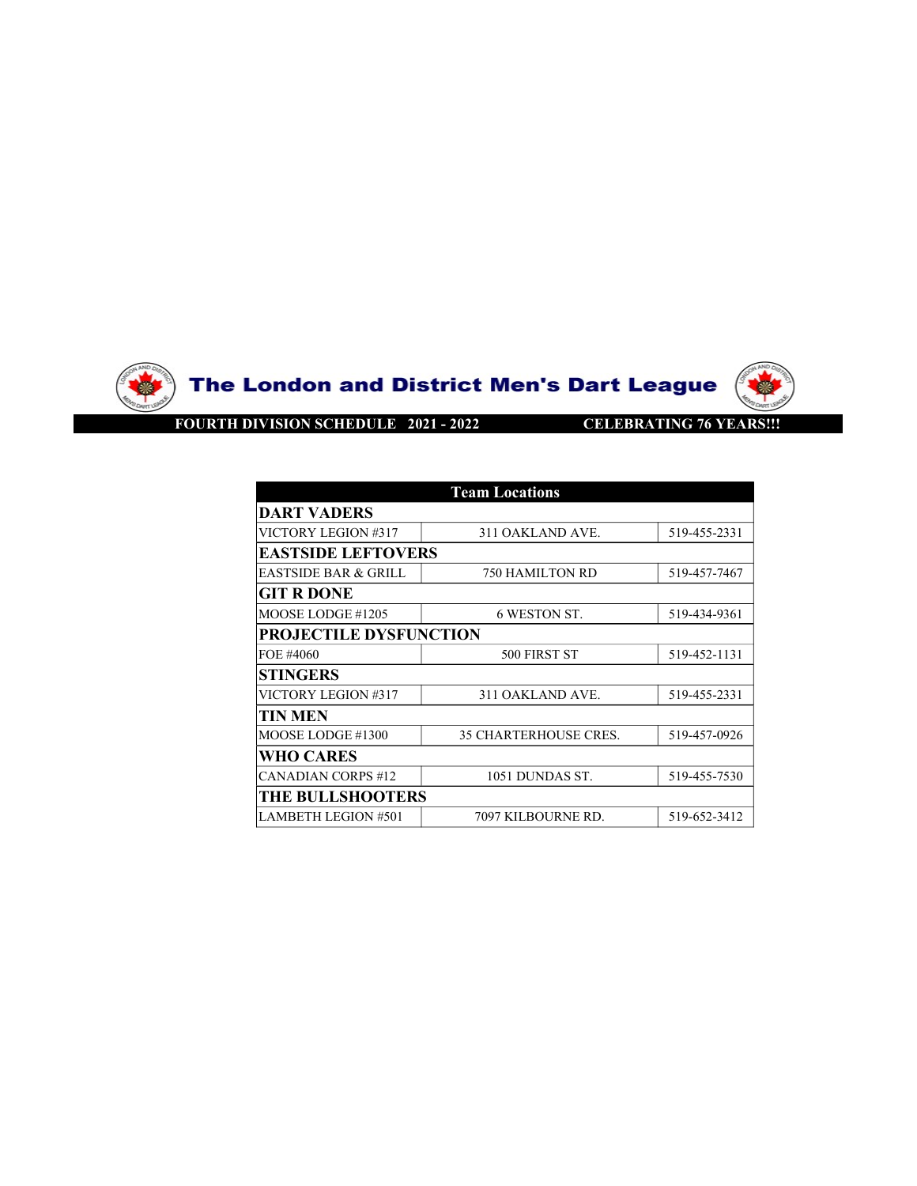# The London and District Men's Dart League

**FOURTH DIVISION SCHEDULE 2021 - 2022** **CELEBRATING 76 YEARS!!!**

| Team Locations | | |
|---|---|---|
| **DART VADERS** | | |
| VICTORY LEGION #317 | 311 OAKLAND AVE. | 519-455-2331 |
| **EASTSIDE LEFTOVERS** | | |
| EASTSIDE BAR & GRILL | 750 HAMILTON RD | 519-457-7467 |
| **GIT R DONE** | | |
| MOOSE LODGE #1205 | 6 WESTON ST. | 519-434-9361 |
| **PROJECTILE DYSFUNCTION** | | |
| FOE #4060 | 500 FIRST ST | 519-452-1131 |
| **STINGERS** | | |
| VICTORY LEGION #317 | 311 OAKLAND AVE. | 519-455-2331 |
| **TIN MEN** | | |
| MOOSE LODGE #1300 | 35 CHARTERHOUSE CRES. | 519-457-0926 |
| **WHO CARES** | | |
| CANADIAN CORPS #12 | 1051 DUNDAS ST. | 519-455-7530 |
| **THE BULLSHOOTERS** | | |
| LAMBETH LEGION #501 | 7097 KILBOURNE RD. | 519-652-3412 |